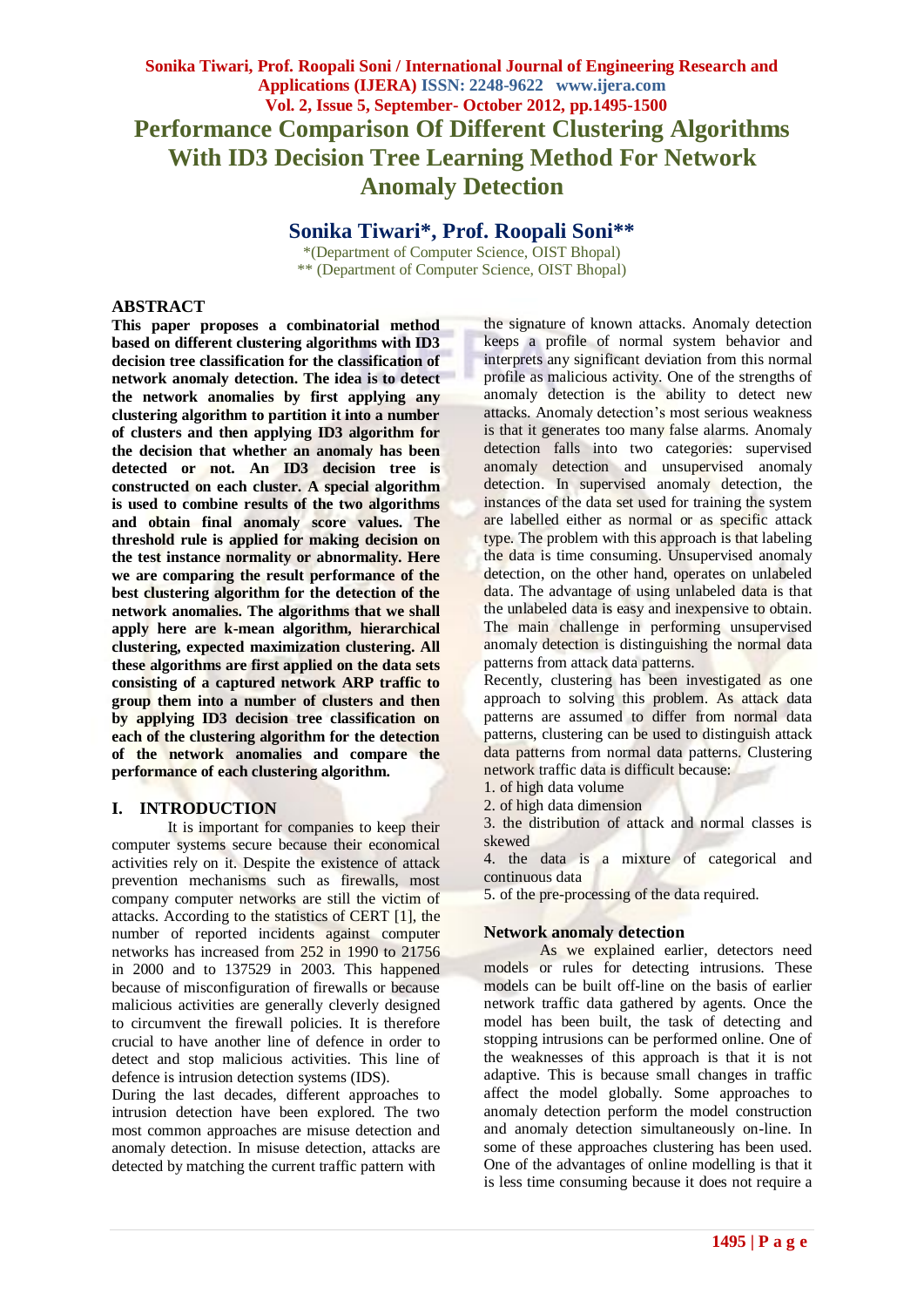# Performance Comparison Of Different Clustering Algorithms With ID3 Decision Tree Learning Method For Network Anomaly Detection

## Sonika Tiwari*, Prof. Roopali Soni**

*(Department of Computer Science, OIST Bhopal)
** (Department of Computer Science, OIST Bhopal)

## ABSTRACT

**This paper proposes a combinatorial method based on different clustering algorithms with ID3 decision tree classification for the classification of network anomaly detection. The idea is to detect the network anomalies by first applying any clustering algorithm to partition it into a number of clusters and then applying ID3 algorithm for the decision that whether an anomaly has been detected or not. An ID3 decision tree is constructed on each cluster. A special algorithm is used to combine results of the two algorithms and obtain final anomaly score values. The threshold rule is applied for making decision on the test instance normality or abnormality. Here we are comparing the result performance of the best clustering algorithm for the detection of the network anomalies. The algorithms that we shall apply here are k-mean algorithm, hierarchical clustering, expected maximization clustering. All these algorithms are first applied on the data sets consisting of a captured network ARP traffic to group them into a number of clusters and then by applying ID3 decision tree classification on each of the clustering algorithm for the detection of the network anomalies and compare the performance of each clustering algorithm.**

## I. INTRODUCTION

It is important for companies to keep their computer systems secure because their economical activities rely on it. Despite the existence of attack prevention mechanisms such as firewalls, most company computer networks are still the victim of attacks. According to the statistics of CERT [1], the number of reported incidents against computer networks has increased from 252 in 1990 to 21756 in 2000 and to 137529 in 2003. This happened because of misconfiguration of firewalls or because malicious activities are generally cleverly designed to circumvent the firewall policies. It is therefore crucial to have another line of defence in order to detect and stop malicious activities. This line of defence is intrusion detection systems (IDS).

During the last decades, different approaches to intrusion detection have been explored. The two most common approaches are misuse detection and anomaly detection. In misuse detection, attacks are detected by matching the current traffic pattern with the signature of known attacks. Anomaly detection keeps a profile of normal system behavior and interprets any significant deviation from this normal profile as malicious activity. One of the strengths of anomaly detection is the ability to detect new attacks. Anomaly detection's most serious weakness is that it generates too many false alarms. Anomaly detection falls into two categories: supervised anomaly detection and unsupervised anomaly detection. In supervised anomaly detection, the instances of the data set used for training the system are labelled either as normal or as specific attack type. The problem with this approach is that labeling the data is time consuming. Unsupervised anomaly detection, on the other hand, operates on unlabeled data. The advantage of using unlabeled data is that the unlabeled data is easy and inexpensive to obtain. The main challenge in performing unsupervised anomaly detection is distinguishing the normal data patterns from attack data patterns.

Recently, clustering has been investigated as one approach to solving this problem. As attack data patterns are assumed to differ from normal data patterns, clustering can be used to distinguish attack data patterns from normal data patterns. Clustering network traffic data is difficult because:

1. of high data volume
2. of high data dimension
3. the distribution of attack and normal classes is skewed
4. the data is a mixture of categorical and continuous data
5. of the pre-processing of the data required.

### Network anomaly detection

As we explained earlier, detectors need models or rules for detecting intrusions. These models can be built off-line on the basis of earlier network traffic data gathered by agents. Once the model has been built, the task of detecting and stopping intrusions can be performed online. One of the weaknesses of this approach is that it is not adaptive. This is because small changes in traffic affect the model globally. Some approaches to anomaly detection perform the model construction and anomaly detection simultaneously on-line. In some of these approaches clustering has been used. One of the advantages of online modelling is that it is less time consuming because it does not require a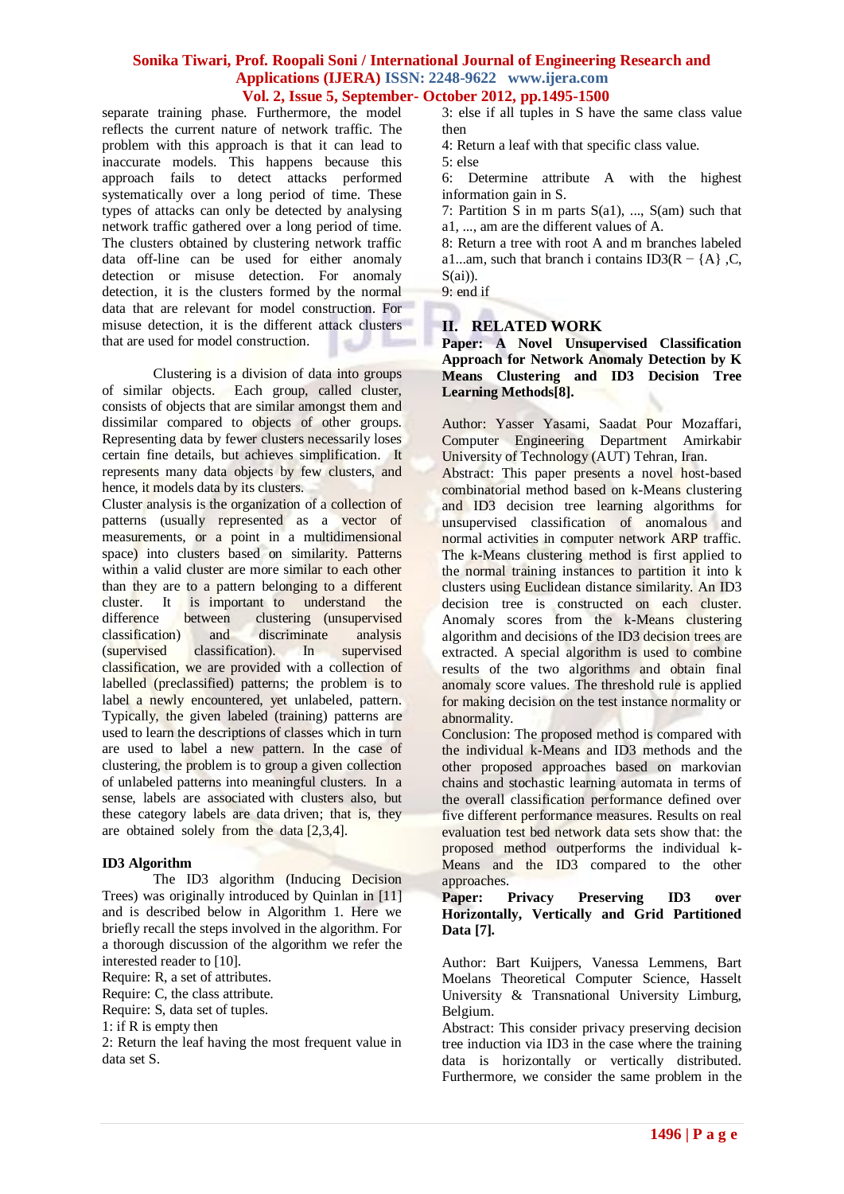separate training phase. Furthermore, the model reflects the current nature of network traffic. The problem with this approach is that it can lead to inaccurate models. This happens because this approach fails to detect attacks performed systematically over a long period of time. These types of attacks can only be detected by analysing network traffic gathered over a long period of time. The clusters obtained by clustering network traffic data off-line can be used for either anomaly detection or misuse detection. For anomaly detection, it is the clusters formed by the normal data that are relevant for model construction. For misuse detection, it is the different attack clusters that are used for model construction.

Clustering is a division of data into groups of similar objects. Each group, called cluster, consists of objects that are similar amongst them and dissimilar compared to objects of other groups. Representing data by fewer clusters necessarily loses certain fine details, but achieves simplification. It represents many data objects by few clusters, and hence, it models data by its clusters.

Cluster analysis is the organization of a collection of patterns (usually represented as a vector of measurements, or a point in a multidimensional space) into clusters based on similarity. Patterns within a valid cluster are more similar to each other than they are to a pattern belonging to a different cluster. It is important to understand the difference between clustering (unsupervised classification) and discriminate analysis (supervised classification). In supervised classification, we are provided with a collection of labelled (preclassified) patterns; the problem is to label a newly encountered, yet unlabeled, pattern. Typically, the given labeled (training) patterns are used to learn the descriptions of classes which in turn are used to label a new pattern. In the case of clustering, the problem is to group a given collection of unlabeled patterns into meaningful clusters. In a sense, labels are associated with clusters also, but these category labels are data driven; that is, they are obtained solely from the data [2,3,4].

**ID3 Algorithm**

The ID3 algorithm (Inducing Decision Trees) was originally introduced by Quinlan in [11] and is described below in Algorithm 1. Here we briefly recall the steps involved in the algorithm. For a thorough discussion of the algorithm we refer the interested reader to [10].

Require: R, a set of attributes.
Require: C, the class attribute.
Require: S, data set of tuples.
1: if R is empty then
2: Return the leaf having the most frequent value in data set S.
3: else if all tuples in S have the same class value then
4: Return a leaf with that specific class value.
5: else
6: Determine attribute A with the highest information gain in S.
7: Partition S in m parts S(a1), ..., S(am) such that a1, ..., am are the different values of A.
8: Return a tree with root A and m branches labeled a1...am, such that branch i contains ID3(R − {A} ,C, S(ai)).
9: end if

## II. RELATED WORK

**Paper: A Novel Unsupervised Classification Approach for Network Anomaly Detection by K Means Clustering and ID3 Decision Tree Learning Methods[8].**

Author: Yasser Yasami, Saadat Pour Mozaffari, Computer Engineering Department Amirkabir University of Technology (AUT) Tehran, Iran.

Abstract: This paper presents a novel host-based combinatorial method based on k-Means clustering and ID3 decision tree learning algorithms for unsupervised classification of anomalous and normal activities in computer network ARP traffic. The k-Means clustering method is first applied to the normal training instances to partition it into k clusters using Euclidean distance similarity. An ID3 decision tree is constructed on each cluster. Anomaly scores from the k-Means clustering algorithm and decisions of the ID3 decision trees are extracted. A special algorithm is used to combine results of the two algorithms and obtain final anomaly score values. The threshold rule is applied for making decision on the test instance normality or abnormality.

Conclusion: The proposed method is compared with the individual k-Means and ID3 methods and the other proposed approaches based on markovian chains and stochastic learning automata in terms of the overall classification performance defined over five different performance measures. Results on real evaluation test bed network data sets show that: the proposed method outperforms the individual k-Means and the ID3 compared to the other approaches.

**Paper: Privacy Preserving ID3 over Horizontally, Vertically and Grid Partitioned Data [7].**

Author: Bart Kuijpers, Vanessa Lemmens, Bart Moelans Theoretical Computer Science, Hasselt University & Transnational University Limburg, Belgium.

Abstract: This consider privacy preserving decision tree induction via ID3 in the case where the training data is horizontally or vertically distributed. Furthermore, we consider the same problem in the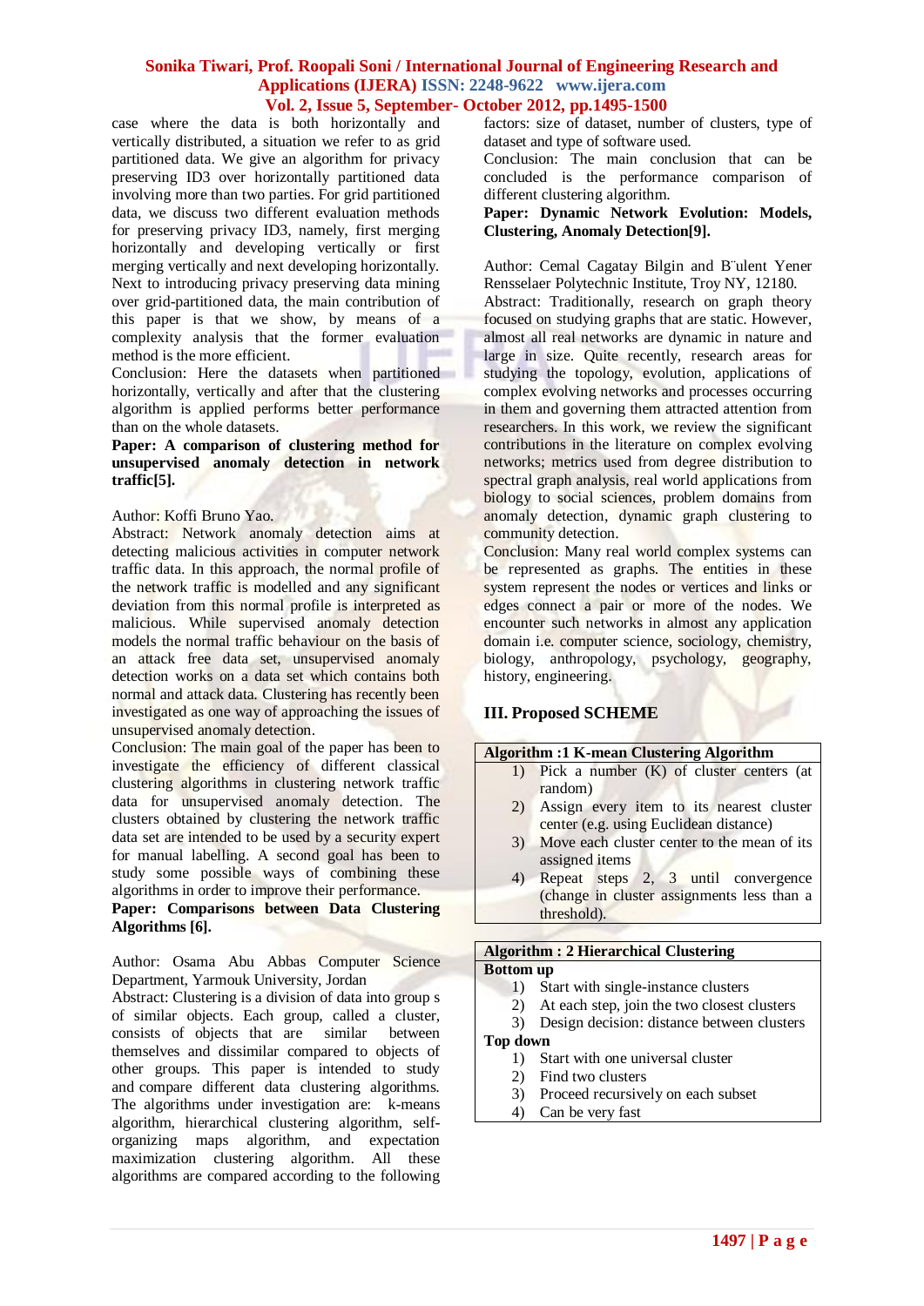case where the data is both horizontally and vertically distributed, a situation we refer to as grid partitioned data. We give an algorithm for privacy preserving ID3 over horizontally partitioned data involving more than two parties. For grid partitioned data, we discuss two different evaluation methods for preserving privacy ID3, namely, first merging horizontally and developing vertically or first merging vertically and next developing horizontally. Next to introducing privacy preserving data mining over grid-partitioned data, the main contribution of this paper is that we show, by means of a complexity analysis that the former evaluation method is the more efficient.

Conclusion: Here the datasets when partitioned horizontally, vertically and after that the clustering algorithm is applied performs better performance than on the whole datasets.

**Paper: A comparison of clustering method for unsupervised anomaly detection in network traffic[5].**

Author: Koffi Bruno Yao.

Abstract: Network anomaly detection aims at detecting malicious activities in computer network traffic data. In this approach, the normal profile of the network traffic is modelled and any significant deviation from this normal profile is interpreted as malicious. While supervised anomaly detection models the normal traffic behaviour on the basis of an attack free data set, unsupervised anomaly detection works on a data set which contains both normal and attack data. Clustering has recently been investigated as one way of approaching the issues of unsupervised anomaly detection.

Conclusion: The main goal of the paper has been to investigate the efficiency of different classical clustering algorithms in clustering network traffic data for unsupervised anomaly detection. The clusters obtained by clustering the network traffic data set are intended to be used by a security expert for manual labelling. A second goal has been to study some possible ways of combining these algorithms in order to improve their performance.

**Paper: Comparisons between Data Clustering Algorithms [6].**

Author: Osama Abu Abbas Computer Science Department, Yarmouk University, Jordan

Abstract: Clustering is a division of data into group s of similar objects. Each group, called a cluster, consists of objects that are similar between themselves and dissimilar compared to objects of other groups. This paper is intended to study and compare different data clustering algorithms. The algorithms under investigation are: k-means algorithm, hierarchical clustering algorithm, self-organizing maps algorithm, and expectation maximization clustering algorithm. All these algorithms are compared according to the following factors: size of dataset, number of clusters, type of dataset and type of software used.

Conclusion: The main conclusion that can be concluded is the performance comparison of different clustering algorithm.

**Paper: Dynamic Network Evolution: Models, Clustering, Anomaly Detection[9].**

Author: Cemal Cagatay Bilgin and B¨ulent Yener Rensselaer Polytechnic Institute, Troy NY, 12180.

Abstract: Traditionally, research on graph theory focused on studying graphs that are static. However, almost all real networks are dynamic in nature and large in size. Quite recently, research areas for studying the topology, evolution, applications of complex evolving networks and processes occurring in them and governing them attracted attention from researchers. In this work, we review the significant contributions in the literature on complex evolving networks; metrics used from degree distribution to spectral graph analysis, real world applications from biology to social sciences, problem domains from anomaly detection, dynamic graph clustering to community detection.

Conclusion: Many real world complex systems can be represented as graphs. The entities in these system represent the nodes or vertices and links or edges connect a pair or more of the nodes. We encounter such networks in almost any application domain i.e. computer science, sociology, chemistry, biology, anthropology, psychology, geography, history, engineering.

## III. Proposed SCHEME

**Algorithm :1 K-mean Clustering Algorithm**

1) Pick a number (K) of cluster centers (at random)
2) Assign every item to its nearest cluster center (e.g. using Euclidean distance)
3) Move each cluster center to the mean of its assigned items
4) Repeat steps 2, 3 until convergence (change in cluster assignments less than a threshold).

**Algorithm : 2 Hierarchical Clustering**

**Bottom up**

1) Start with single-instance clusters
2) At each step, join the two closest clusters
3) Design decision: distance between clusters

**Top down**

1) Start with one universal cluster
2) Find two clusters
3) Proceed recursively on each subset
4) Can be very fast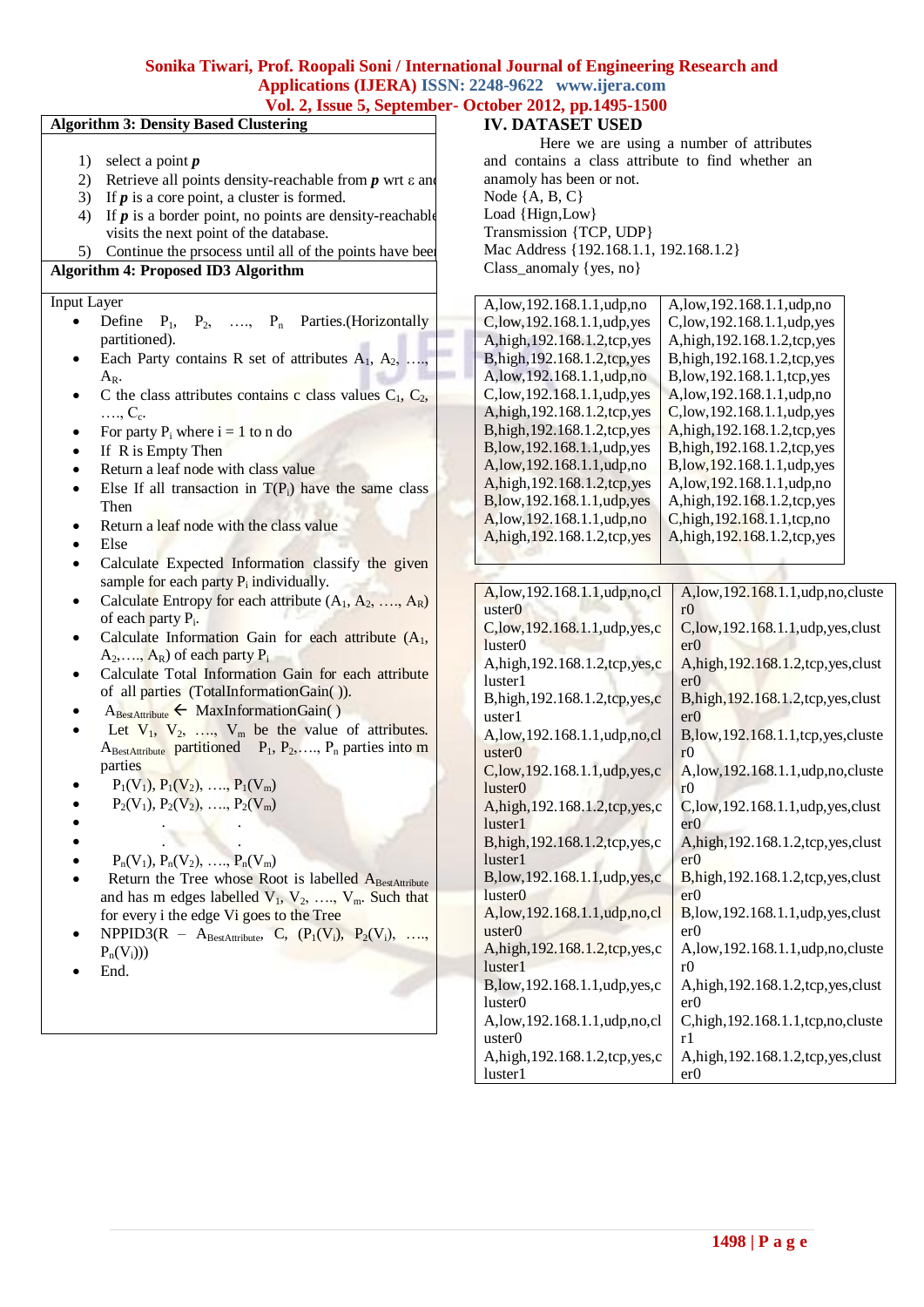**Algorithm 3: Density Based Clustering**

1) select a point ***p***
2) Retrieve all points density-reachable from ***p*** wrt ε and
3) If ***p*** is a core point, a cluster is formed.
4) If ***p*** is a border point, no points are density-reachable visits the next point of the database.
5) Continue the prsocess until all of the points have been

**Algorithm 4: Proposed ID3 Algorithm**

Input Layer

- Define $P_1$, $P_2$, …., $P_n$ Parties.(Horizontally partitioned).
- Each Party contains R set of attributes $A_1$, $A_2$, …., $A_R$.
- C the class attributes contains c class values $C_1$, $C_2$, …., $C_c$.
- For party $P_i$ where i = 1 to n do
- If R is Empty Then
- Return a leaf node with class value
- Else If all transaction in $T(P_i)$ have the same class Then
- Return a leaf node with the class value
- Else
- Calculate Expected Information classify the given sample for each party $P_i$ individually.
- Calculate Entropy for each attribute ($A_1$, $A_2$, …., $A_R$) of each party $P_i$.
- Calculate Information Gain for each attribute ($A_1$, $A_2$,…., $A_R$) of each party $P_i$
- Calculate Total Information Gain for each attribute of all parties (TotalInformationGain( )).
- $A_{BestAttribute}$ ← MaxInformationGain( )
- Let $V_1$, $V_2$, …., $V_m$ be the value of attributes. $A_{BestAttribute}$ partitioned $P_1$, $P_2$,…., $P_n$ parties into m parties
- $P_1(V_1)$, $P_1(V_2)$, …., $P_1(V_m)$
- $P_2(V_1)$, $P_2(V_2)$, …., $P_2(V_m)$
- . .
- . .
- $P_n(V_1)$, $P_n(V_2)$, …., $P_n(V_m)$
- Return the Tree whose Root is labelled $A_{BestAttribute}$ and has m edges labelled $V_1$, $V_2$, …., $V_m$. Such that for every i the edge Vi goes to the Tree
- NPPID3(R – $A_{BestAttribute}$, C, ($P_1(V_i)$, $P_2(V_i)$, …., $P_n(V_i)$))
- End.

## IV. DATASET USED

Here we are using a number of attributes and contains a class attribute to find whether an anamoly has been or not.

Node {A, B, C}
Load {Hign,Low}
Transmission {TCP, UDP}
Mac Address {192.168.1.1, 192.168.1.2}
Class_anomaly {yes, no}

| | |
|---|---|
| A,low,192.168.1.1,udp,no | A,low,192.168.1.1,udp,no |
| C,low,192.168.1.1,udp,yes | C,low,192.168.1.1,udp,yes |
| A,high,192.168.1.2,tcp,yes | A,high,192.168.1.2,tcp,yes |
| B,high,192.168.1.2,tcp,yes | B,high,192.168.1.2,tcp,yes |
| A,low,192.168.1.1,udp,no | B,low,192.168.1.1,tcp,yes |
| C,low,192.168.1.1,udp,yes | A,low,192.168.1.1,udp,no |
| A,high,192.168.1.2,tcp,yes | C,low,192.168.1.1,udp,yes |
| B,high,192.168.1.2,tcp,yes | A,high,192.168.1.2,tcp,yes |
| B,low,192.168.1.1,udp,yes | B,high,192.168.1.2,tcp,yes |
| A,low,192.168.1.1,udp,no | B,low,192.168.1.1,udp,yes |
| A,high,192.168.1.2,tcp,yes | A,low,192.168.1.1,udp,no |
| B,low,192.168.1.1,udp,yes | A,high,192.168.1.2,tcp,yes |
| A,low,192.168.1.1,udp,no | C,high,192.168.1.1,tcp,no |
| A,high,192.168.1.2,tcp,yes | A,high,192.168.1.2,tcp,yes |

| | |
|---|---|
| A,low,192.168.1.1,udp,no,cluster0 | A,low,192.168.1.1,udp,no,cluster0 |
| C,low,192.168.1.1,udp,yes,cluster0 | C,low,192.168.1.1,udp,yes,cluster0 |
| A,high,192.168.1.2,tcp,yes,cluster1 | A,high,192.168.1.2,tcp,yes,cluster0 |
| B,high,192.168.1.2,tcp,yes,cluster1 | B,high,192.168.1.2,tcp,yes,cluster0 |
| A,low,192.168.1.1,udp,no,cluster0 | B,low,192.168.1.1,tcp,yes,cluster0 |
| C,low,192.168.1.1,udp,yes,cluster0 | A,low,192.168.1.1,udp,no,cluster0 |
| A,high,192.168.1.2,tcp,yes,cluster1 | C,low,192.168.1.1,udp,yes,cluster0 |
| B,high,192.168.1.2,tcp,yes,cluster1 | A,high,192.168.1.2,tcp,yes,cluster0 |
| B,low,192.168.1.1,udp,yes,cluster0 | B,high,192.168.1.2,tcp,yes,cluster0 |
| A,low,192.168.1.1,udp,no,cluster0 | B,low,192.168.1.1,udp,yes,cluster0 |
| A,high,192.168.1.2,tcp,yes,cluster1 | A,low,192.168.1.1,udp,no,cluster0 |
| B,low,192.168.1.1,udp,yes,cluster0 | A,high,192.168.1.2,tcp,yes,cluster0 |
| A,low,192.168.1.1,udp,no,cluster0 | C,high,192.168.1.1,tcp,no,cluster1 |
| A,high,192.168.1.2,tcp,yes,cluster1 | A,high,192.168.1.2,tcp,yes,cluster0 |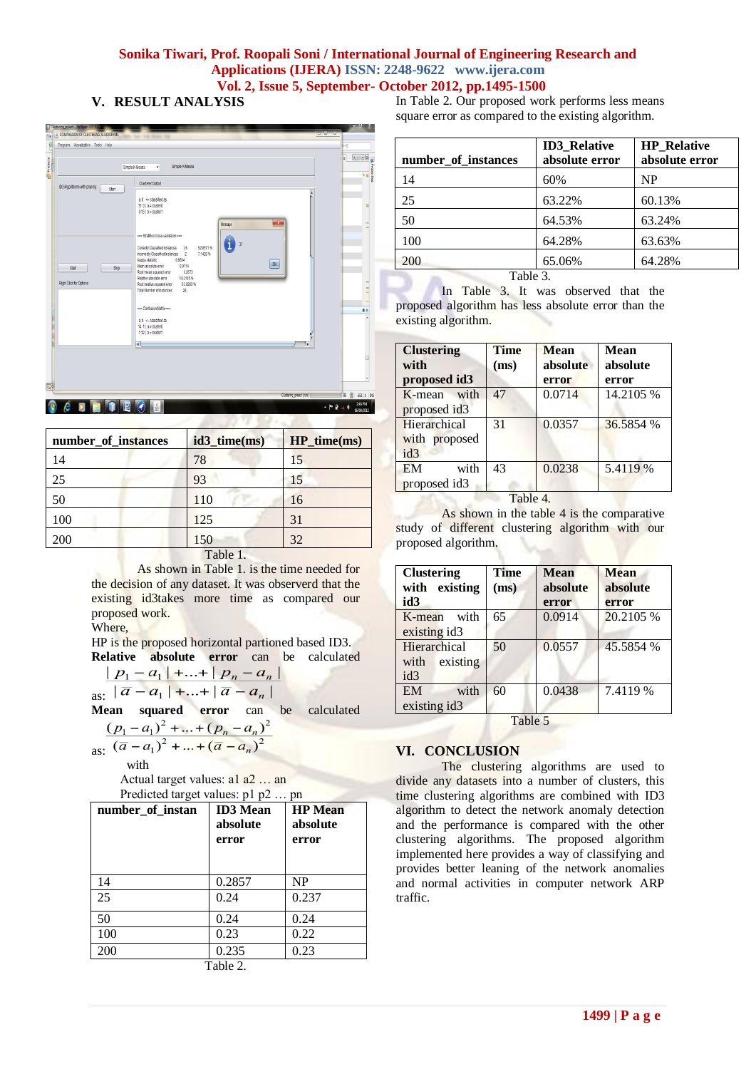## V. RESULT ANALYSIS

| number_of_instances | id3_time(ms) | HP_time(ms) |
|---|---|---|
| 14 | 78 | 15 |
| 25 | 93 | 15 |
| 50 | 110 | 16 |
| 100 | 125 | 31 |
| 200 | 150 | 32 |

Table 1.

As shown in Table 1. is the time needed for the decision of any dataset. It was observed that the existing id3takes more time as compared our proposed work.

Where,

HP is the proposed horizontal partioned based ID3.

**Relative absolute error** can be calculated as:

$$\frac{|p_1 - a_1| + \ldots + |p_n - a_n|}{|\overline{a} - a_1| + \ldots + |\overline{a} - a_n|}$$

**Mean squared error** can be calculated as:

$$\frac{(p_1 - a_1)^2 + \ldots + (p_n - a_n)^2}{(\overline{a} - a_1)^2 + \ldots + (\overline{a} - a_n)^2}$$

with

Actual target values: a1 a2 … an

Predicted target values: p1 p2 … pn

| number_of_instan | ID3 Mean absolute error | HP Mean absolute error |
|---|---|---|
| 14 | 0.2857 | NP |
| 25 | 0.24 | 0.237 |
| 50 | 0.24 | 0.24 |
| 100 | 0.23 | 0.22 |
| 200 | 0.235 | 0.23 |

Table 2.

In Table 2. Our proposed work performs less means square error as compared to the existing algorithm.

| number_of_instances | ID3_Relative absolute error | HP_Relative absolute error |
|---|---|---|
| 14 | 60% | NP |
| 25 | 63.22% | 60.13% |
| 50 | 64.53% | 63.24% |
| 100 | 64.28% | 63.63% |
| 200 | 65.06% | 64.28% |

Table 3.

In Table 3. It was observed that the proposed algorithm has less absolute error than the existing algorithm.

| Clustering with proposed id3 | Time (ms) | Mean absolute error | Mean absolute error |
|---|---|---|---|
| K-mean with proposed id3 | 47 | 0.0714 | 14.2105 % |
| Hierarchical with proposed id3 | 31 | 0.0357 | 36.5854 % |
| EM with proposed id3 | 43 | 0.0238 | 5.4119 % |

Table 4.

As shown in the table 4 is the comparative study of different clustering algorithm with our proposed algorithm.

| Clustering with existing id3 | Time (ms) | Mean absolute error | Mean absolute error |
|---|---|---|---|
| K-mean with existing id3 | 65 | 0.0914 | 20.2105 % |
| Hierarchical with existing id3 | 50 | 0.0557 | 45.5854 % |
| EM with existing id3 | 60 | 0.0438 | 7.4119 % |

Table 5

## VI. CONCLUSION

The clustering algorithms are used to divide any datasets into a number of clusters, this time clustering algorithms are combined with ID3 algorithm to detect the network anomaly detection and the performance is compared with the other clustering algorithms. The proposed algorithm implemented here provides a way of classifying and provides better leaning of the network anomalies and normal activities in computer network ARP traffic.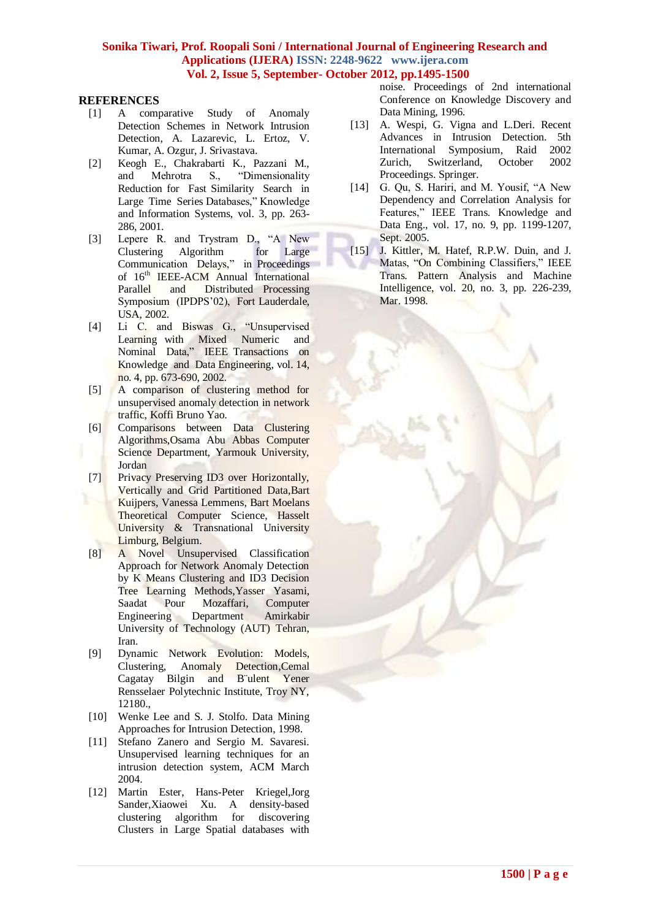## REFERENCES

[1] A comparative Study of Anomaly Detection Schemes in Network Intrusion Detection, A. Lazarevic, L. Ertoz, V. Kumar, A. Ozgur, J. Srivastava.

[2] Keogh E., Chakrabarti K., Pazzani M., and Mehrotra S., "Dimensionality Reduction for Fast Similarity Search in Large Time Series Databases," Knowledge and Information Systems, vol. 3, pp. 263-286, 2001.

[3] Lepere R. and Trystram D., "A New Clustering Algorithm for Large Communication Delays," in Proceedings of 16th IEEE-ACM Annual International Parallel and Distributed Processing Symposium (IPDPS'02), Fort Lauderdale, USA, 2002.

[4] Li C. and Biswas G., "Unsupervised Learning with Mixed Numeric and Nominal Data," IEEE Transactions on Knowledge and Data Engineering, vol. 14, no. 4, pp. 673-690, 2002.

[5] A comparison of clustering method for unsupervised anomaly detection in network traffic, Koffi Bruno Yao.

[6] Comparisons between Data Clustering Algorithms,Osama Abu Abbas Computer Science Department, Yarmouk University, Jordan

[7] Privacy Preserving ID3 over Horizontally, Vertically and Grid Partitioned Data,Bart Kuijpers, Vanessa Lemmens, Bart Moelans Theoretical Computer Science, Hasselt University & Transnational University Limburg, Belgium.

[8] A Novel Unsupervised Classification Approach for Network Anomaly Detection by K Means Clustering and ID3 Decision Tree Learning Methods,Yasser Yasami, Saadat Pour Mozaffari, Computer Engineering Department Amirkabir University of Technology (AUT) Tehran, Iran.

[9] Dynamic Network Evolution: Models, Clustering, Anomaly Detection,Cemal Cagatay Bilgin and B¨ulent Yener Rensselaer Polytechnic Institute, Troy NY, 12180.,

[10] Wenke Lee and S. J. Stolfo. Data Mining Approaches for Intrusion Detection, 1998.

[11] Stefano Zanero and Sergio M. Savaresi. Unsupervised learning techniques for an intrusion detection system, ACM March 2004.

[12] Martin Ester, Hans-Peter Kriegel,Jorg Sander,Xiaowei Xu. A density-based clustering algorithm for discovering Clusters in Large Spatial databases with noise. Proceedings of 2nd international Conference on Knowledge Discovery and Data Mining, 1996.

[13] A. Wespi, G. Vigna and L.Deri. Recent Advances in Intrusion Detection. 5th International Symposium, Raid 2002 Zurich, Switzerland, October 2002 Proceedings. Springer.

[14] G. Qu, S. Hariri, and M. Yousif, "A New Dependency and Correlation Analysis for Features," IEEE Trans. Knowledge and Data Eng., vol. 17, no. 9, pp. 1199-1207, Sept. 2005.

[15] J. Kittler, M. Hatef, R.P.W. Duin, and J. Matas, "On Combining Classifiers," IEEE Trans. Pattern Analysis and Machine Intelligence, vol. 20, no. 3, pp. 226-239, Mar. 1998.